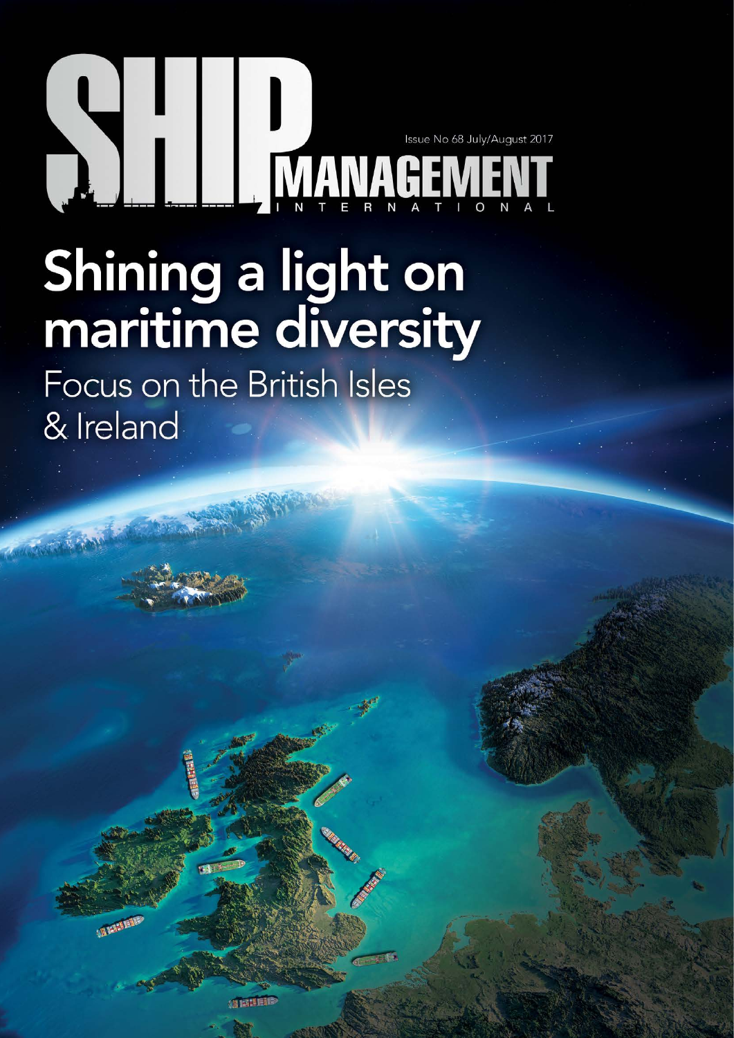# SHIP MANAGEMENT INTERNATIONAL

Issue No 68 July/August 2017

## Shining a light on maritime diversity

Focus on the British Isles & Ireland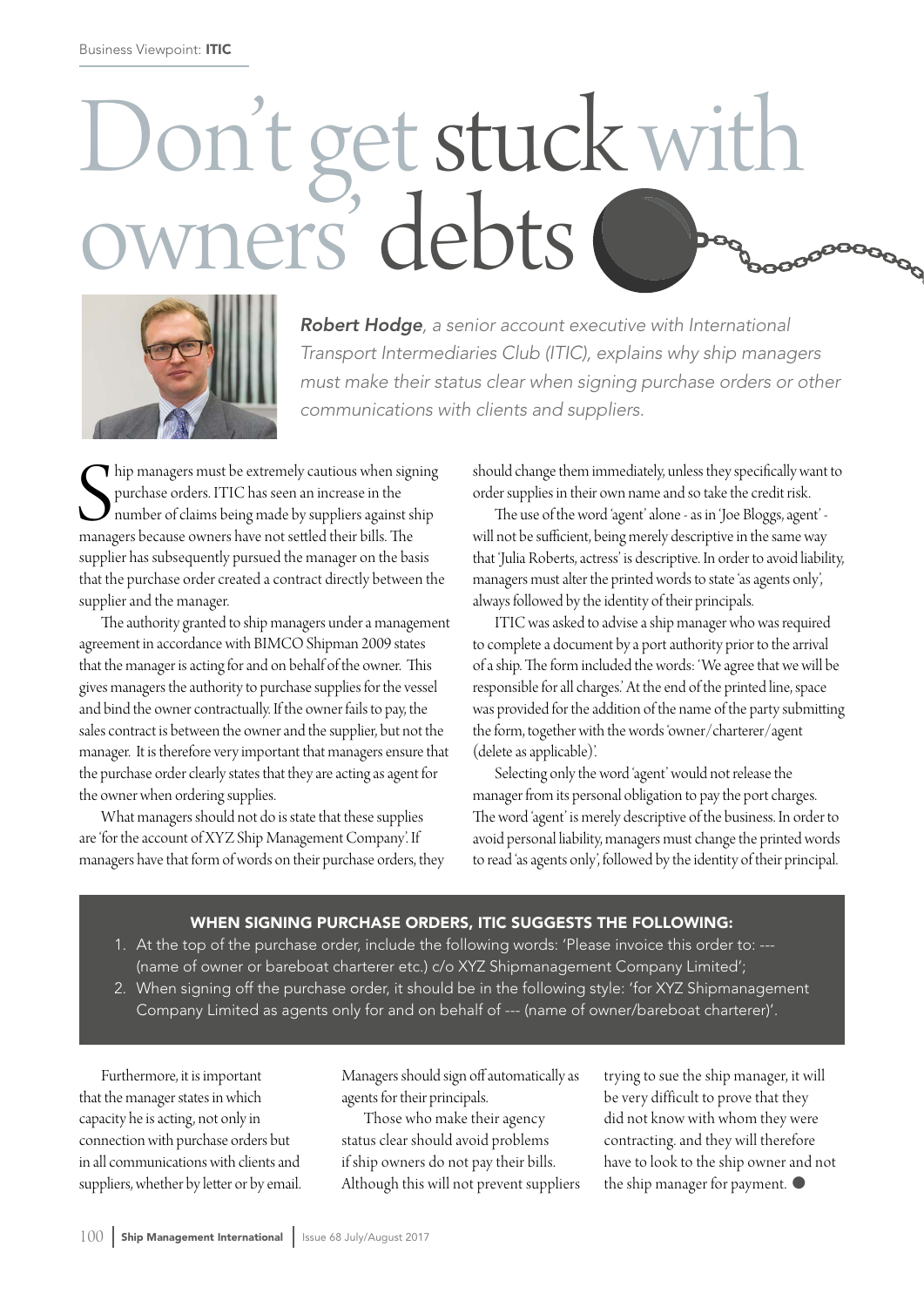Business Viewpoint: **ITIC**

# Don't get stuck with owners' debts

***Robert Hodge**, a senior account executive with International Transport Intermediaries Club (ITIC), explains why ship managers must make their status clear when signing purchase orders or other communications with clients and suppliers.*

Ship managers must be extremely cautious when signing purchase orders. ITIC has seen an increase in the number of claims being made by suppliers against ship managers because owners have not settled their bills. The supplier has subsequently pursued the manager on the basis that the purchase order created a contract directly between the supplier and the manager.

The authority granted to ship managers under a management agreement in accordance with BIMCO Shipman 2009 states that the manager is acting for and on behalf of the owner. This gives managers the authority to purchase supplies for the vessel and bind the owner contractually. If the owner fails to pay, the sales contract is between the owner and the supplier, but not the manager. It is therefore very important that managers ensure that the purchase order clearly states that they are acting as agent for the owner when ordering supplies.

What managers should not do is state that these supplies are 'for the account of XYZ Ship Management Company'. If managers have that form of words on their purchase orders, they should change them immediately, unless they specifically want to order supplies in their own name and so take the credit risk.

The use of the word 'agent' alone - as in 'Joe Bloggs, agent' - will not be sufficient, being merely descriptive in the same way that 'Julia Roberts, actress' is descriptive. In order to avoid liability, managers must alter the printed words to state 'as agents only', always followed by the identity of their principals.

ITIC was asked to advise a ship manager who was required to complete a document by a port authority prior to the arrival of a ship. The form included the words: 'We agree that we will be responsible for all charges.' At the end of the printed line, space was provided for the addition of the name of the party submitting the form, together with the words 'owner/charterer/agent (delete as applicable)'.

Selecting only the word 'agent' would not release the manager from its personal obligation to pay the port charges. The word 'agent' is merely descriptive of the business. In order to avoid personal liability, managers must change the printed words to read 'as agents only', followed by the identity of their principal.

**WHEN SIGNING PURCHASE ORDERS, ITIC SUGGESTS THE FOLLOWING:**

1. At the top of the purchase order, include the following words: 'Please invoice this order to: --- (name of owner or bareboat charterer etc.) c/o XYZ Shipmanagement Company Limited';
2. When signing off the purchase order, it should be in the following style: 'for XYZ Shipmanagement Company Limited as agents only for and on behalf of --- (name of owner/bareboat charterer)'.

Furthermore, it is important that the manager states in which capacity he is acting, not only in connection with purchase orders but in all communications with clients and suppliers, whether by letter or by email. Managers should sign off automatically as agents for their principals.

Those who make their agency status clear should avoid problems if ship owners do not pay their bills. Although this will not prevent suppliers trying to sue the ship manager, it will be very difficult to prove that they did not know with whom they were contracting. and they will therefore have to look to the ship owner and not the ship manager for payment. ●